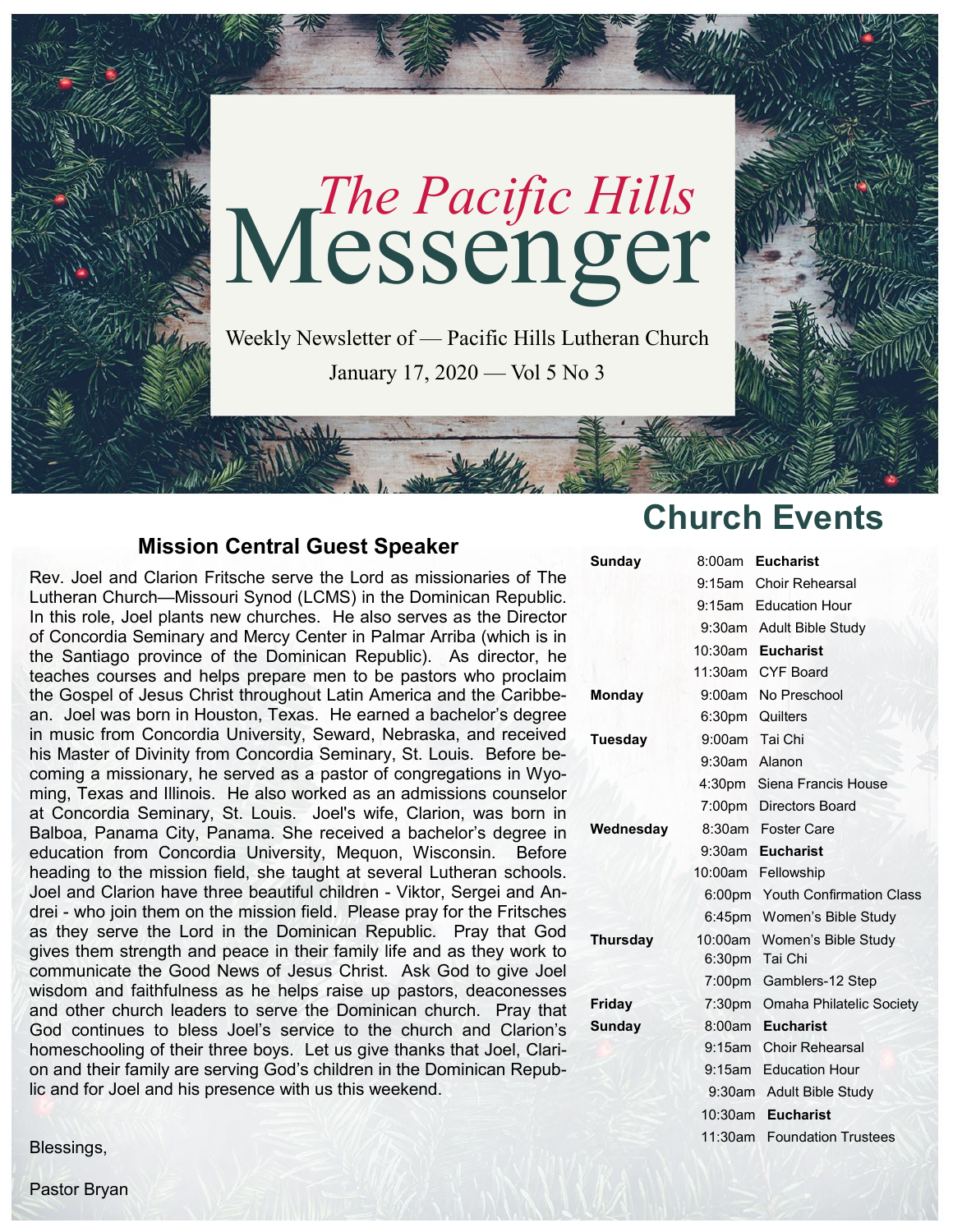# *The Pacific Hills* Messenger

Weekly Newsletter of — Pacific Hills Lutheran Church

January 17, 2020 — Vol 5 No 3

## Mission Central Guest Speaker

Rev. Joel and Clarion Fritsche serve the Lord as missionaries of The Lutheran Church—Missouri Synod (LCMS) in the Dominican Republic. In this role, Joel plants new churches. He also serves as the Director of Concordia Seminary and Mercy Center in Palmar Arriba (which is in the Santiago province of the Dominican Republic). As director, he teaches courses and helps prepare men to be pastors who proclaim the Gospel of Jesus Christ throughout Latin America and the Caribbean. Joel was born in Houston, Texas. He earned a bachelor's degree in music from Concordia University, Seward, Nebraska, and received his Master of Divinity from Concordia Seminary, St. Louis. Before becoming a missionary, he served as a pastor of congregations in Wyoming, Texas and Illinois. He also worked as an admissions counselor at Concordia Seminary, St. Louis. Joel's wife, Clarion, was born in Balboa, Panama City, Panama. She received a bachelor's degree in education from Concordia University, Mequon, Wisconsin. Before heading to the mission field, she taught at several Lutheran schools. Joel and Clarion have three beautiful children - Viktor, Sergei and Andrei - who join them on the mission field. Please pray for the Fritsches as they serve the Lord in the Dominican Republic. Pray that God gives them strength and peace in their family life and as they work to communicate the Good News of Jesus Christ. Ask God to give Joel wisdom and faithfulness as he helps raise up pastors, deaconesses and other church leaders to serve the Dominican church. Pray that God continues to bless Joel's service to the church and Clarion's homeschooling of their three boys. Let us give thanks that Joel, Clarion and their family are serving God's children in the Dominican Republic and for Joel and his presence with us this weekend.

Blessings,

Pastor Bryan

## Church Events

| Day | Time | Event |
|---|---|---|
| **Sunday** | 8:00am | **Eucharist** |
| | 9:15am | Choir Rehearsal |
| | 9:15am | Education Hour |
| | 9:30am | Adult Bible Study |
| | 10:30am | **Eucharist** |
| | 11:30am | CYF Board |
| **Monday** | 9:00am | No Preschool |
| | 6:30pm | Quilters |
| **Tuesday** | 9:00am | Tai Chi |
| | 9:30am | Alanon |
| | 4:30pm | Siena Francis House |
| | 7:00pm | Directors Board |
| **Wednesday** | 8:30am | Foster Care |
| | 9:30am | **Eucharist** |
| | 10:00am | Fellowship |
| | 6:00pm | Youth Confirmation Class |
| | 6:45pm | Women's Bible Study |
| **Thursday** | 10:00am | Women's Bible Study |
| | 6:30pm | Tai Chi |
| | 7:00pm | Gamblers-12 Step |
| **Friday** | 7:30pm | Omaha Philatelic Society |
| **Sunday** | 8:00am | **Eucharist** |
| | 9:15am | Choir Rehearsal |
| | 9:15am | Education Hour |
| | 9:30am | Adult Bible Study |
| | 10:30am | **Eucharist** |
| | 11:30am | Foundation Trustees |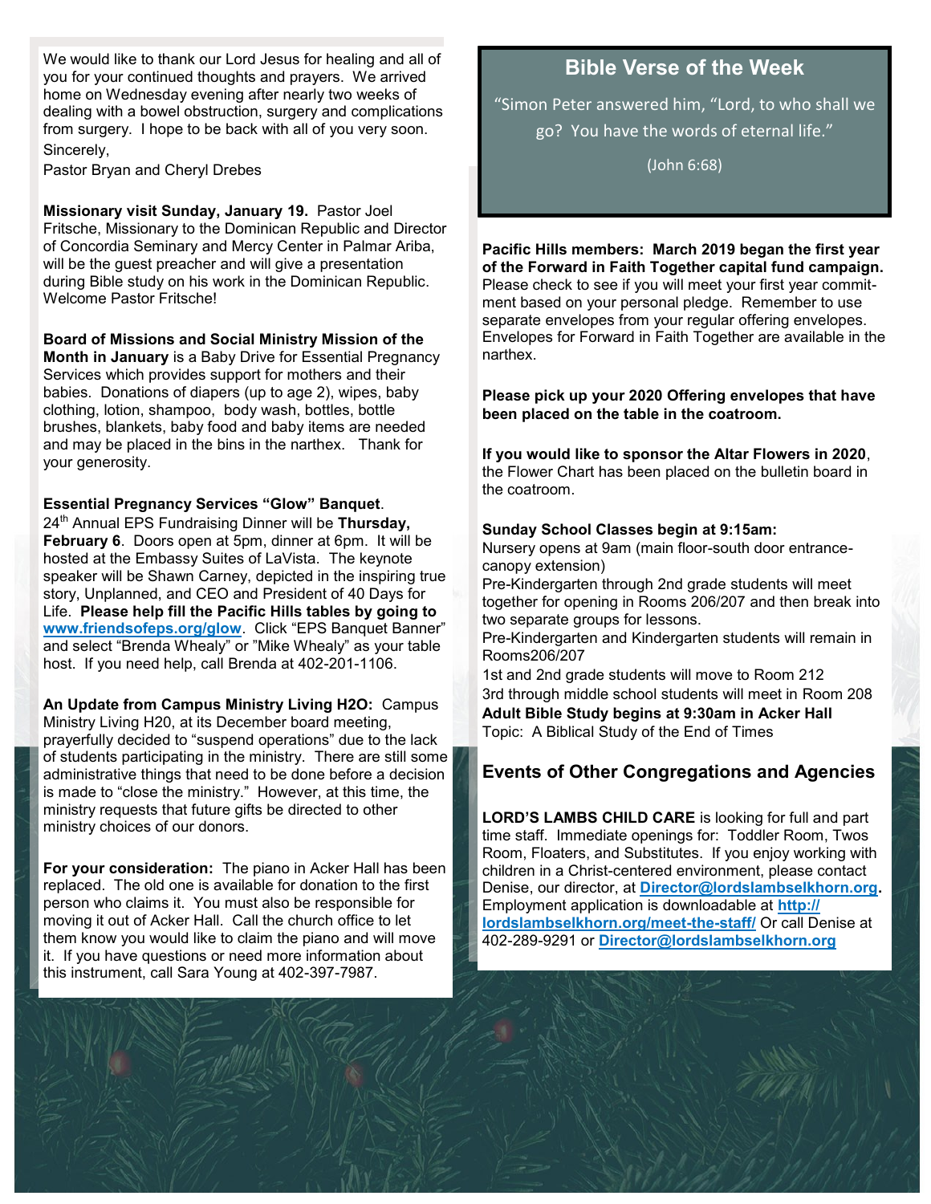We would like to thank our Lord Jesus for healing and all of you for your continued thoughts and prayers. We arrived home on Wednesday evening after nearly two weeks of dealing with a bowel obstruction, surgery and complications from surgery. I hope to be back with all of you very soon.

Sincerely,

Pastor Bryan and Cheryl Drebes

**Missionary visit Sunday, January 19.** Pastor Joel Fritsche, Missionary to the Dominican Republic and Director of Concordia Seminary and Mercy Center in Palmar Ariba, will be the guest preacher and will give a presentation during Bible study on his work in the Dominican Republic. Welcome Pastor Fritsche!

**Board of Missions and Social Ministry Mission of the Month in January** is a Baby Drive for Essential Pregnancy Services which provides support for mothers and their babies. Donations of diapers (up to age 2), wipes, baby clothing, lotion, shampoo, body wash, bottles, bottle brushes, blankets, baby food and baby items are needed and may be placed in the bins in the narthex. Thank for your generosity.

**Essential Pregnancy Services "Glow" Banquet**. 24th Annual EPS Fundraising Dinner will be **Thursday, February 6**. Doors open at 5pm, dinner at 6pm. It will be hosted at the Embassy Suites of LaVista. The keynote speaker will be Shawn Carney, depicted in the inspiring true story, Unplanned, and CEO and President of 40 Days for Life. **Please help fill the Pacific Hills tables by going to [www.friendsofeps.org/glow](www.friendsofeps.org/glow)**. Click "EPS Banquet Banner" and select "Brenda Whealy" or "Mike Whealy" as your table host. If you need help, call Brenda at 402-201-1106.

**An Update from Campus Ministry Living H2O:** Campus Ministry Living H20, at its December board meeting, prayerfully decided to "suspend operations" due to the lack of students participating in the ministry. There are still some administrative things that need to be done before a decision is made to "close the ministry." However, at this time, the ministry requests that future gifts be directed to other ministry choices of our donors.

**For your consideration:** The piano in Acker Hall has been replaced. The old one is available for donation to the first person who claims it. You must also be responsible for moving it out of Acker Hall. Call the church office to let them know you would like to claim the piano and will move it. If you have questions or need more information about this instrument, call Sara Young at 402-397-7987.

## Bible Verse of the Week

"Simon Peter answered him, "Lord, to who shall we go? You have the words of eternal life."

(John 6:68)

**Pacific Hills members: March 2019 began the first year of the Forward in Faith Together capital fund campaign.** Please check to see if you will meet your first year commitment based on your personal pledge. Remember to use separate envelopes from your regular offering envelopes. Envelopes for Forward in Faith Together are available in the narthex.

**Please pick up your 2020 Offering envelopes that have been placed on the table in the coatroom.**

**If you would like to sponsor the Altar Flowers in 2020**, the Flower Chart has been placed on the bulletin board in the coatroom.

**Sunday School Classes begin at 9:15am:**

Nursery opens at 9am (main floor-south door entrance-canopy extension)

Pre-Kindergarten through 2nd grade students will meet together for opening in Rooms 206/207 and then break into two separate groups for lessons.

Pre-Kindergarten and Kindergarten students will remain in Rooms206/207

1st and 2nd grade students will move to Room 212

3rd through middle school students will meet in Room 208

**Adult Bible Study begins at 9:30am in Acker Hall**

Topic: A Biblical Study of the End of Times

## Events of Other Congregations and Agencies

**LORD'S LAMBS CHILD CARE** is looking for full and part time staff. Immediate openings for: Toddler Room, Twos Room, Floaters, and Substitutes. If you enjoy working with children in a Christ-centered environment, please contact Denise, our director, at **Director@lordslambselkhorn.org.** Employment application is downloadable at **[http://lordslambselkhorn.org/meet-the-staff/](http://lordslambselkhorn.org/meet-the-staff/)** Or call Denise at 402-289-9291 or **Director@lordslambselkhorn.org**